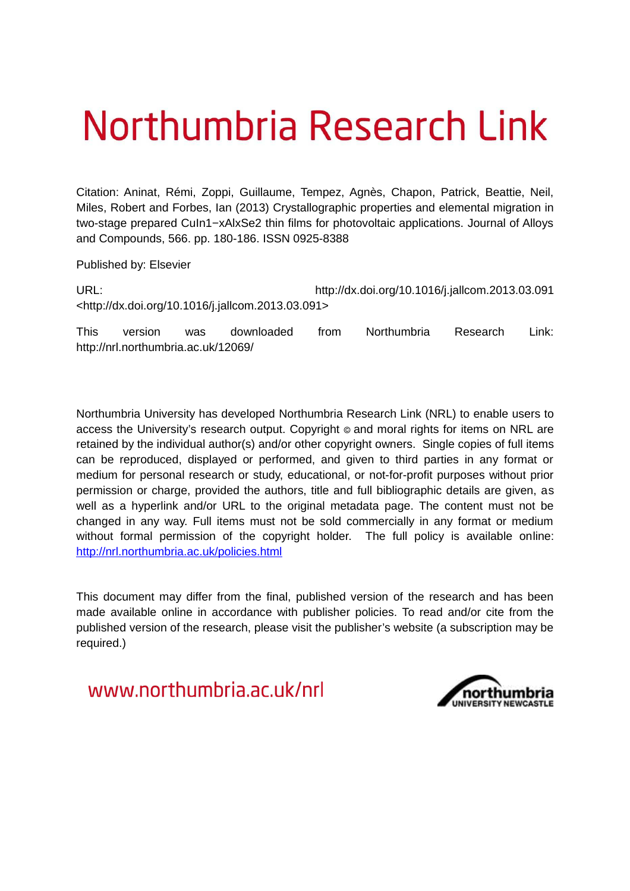# Northumbria Research Link

Citation: Aninat, Rémi, Zoppi, Guillaume, Tempez, Agnès, Chapon, Patrick, Beattie, Neil, Miles, Robert and Forbes, Ian (2013) Crystallographic properties and elemental migration in two-stage prepared $CuIn_{1-x}Al_xSe_2$ thin films for photovoltaic applications. Journal of Alloys and Compounds, 566. pp. 180-186. ISSN 0925-8388

Published by: Elsevier

URL: http://dx.doi.org/10.1016/j.jallcom.2013.03.091 <http://dx.doi.org/10.1016/j.jallcom.2013.03.091>

This version was downloaded from Northumbria Research Link: http://nrl.northumbria.ac.uk/12069/

Northumbria University has developed Northumbria Research Link (NRL) to enable users to access the University's research output. Copyright © and moral rights for items on NRL are retained by the individual author(s) and/or other copyright owners. Single copies of full items can be reproduced, displayed or performed, and given to third parties in any format or medium for personal research or study, educational, or not-for-profit purposes without prior permission or charge, provided the authors, title and full bibliographic details are given, as well as a hyperlink and/or URL to the original metadata page. The content must not be changed in any way. Full items must not be sold commercially in any format or medium without formal permission of the copyright holder. The full policy is available online: http://nrl.northumbria.ac.uk/policies.html

This document may differ from the final, published version of the research and has been made available online in accordance with publisher policies. To read and/or cite from the published version of the research, please visit the publisher's website (a subscription may be required.)

www.northumbria.ac.uk/nrl

northumbria UNIVERSITY NEWCASTLE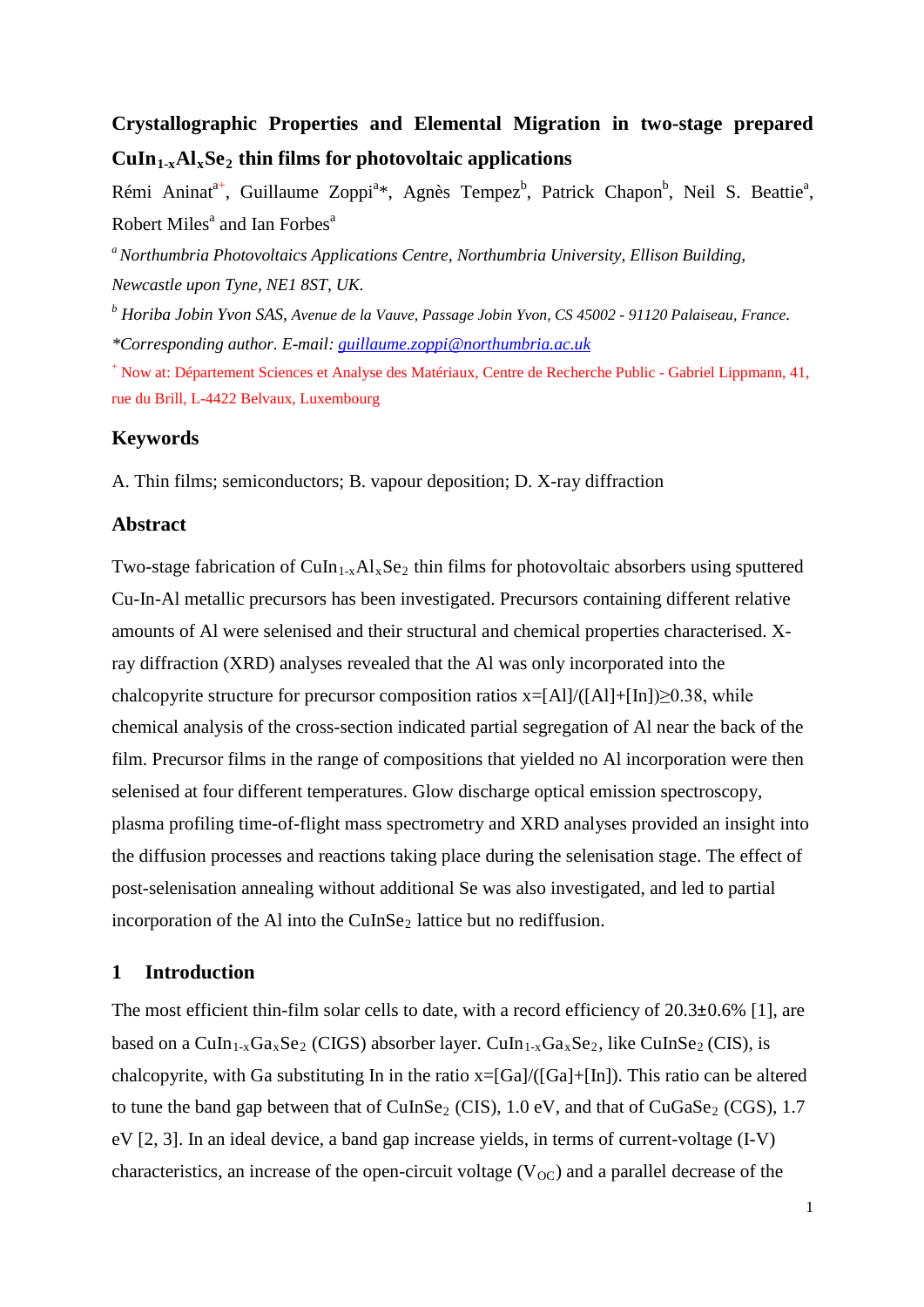# Crystallographic Properties and Elemental Migration in two-stage prepared $CuIn_{1-x}Al_xSe_2$ thin films for photovoltaic applications

Rémi Aninat[a+], Guillaume Zoppi[a]*, Agnès Tempez[b], Patrick Chapon[b], Neil S. Beattie[a], Robert Miles[a] and Ian Forbes[a]

[a] *Northumbria Photovoltaics Applications Centre, Northumbria University, Ellison Building, Newcastle upon Tyne, NE1 8ST, UK.*

[b] *Horiba Jobin Yvon SAS, Avenue de la Vauve, Passage Jobin Yvon, CS 45002 - 91120 Palaiseau, France.*

*\*Corresponding author. E-mail: guillaume.zoppi@northumbria.ac.uk*

[+] Now at: Département Sciences et Analyse des Matériaux, Centre de Recherche Public - Gabriel Lippmann, 41, rue du Brill, L-4422 Belvaux, Luxembourg

## Keywords

A. Thin films; semiconductors; B. vapour deposition; D. X-ray diffraction

## Abstract

Two-stage fabrication of $CuIn_{1-x}Al_xSe_2$ thin films for photovoltaic absorbers using sputtered Cu-In-Al metallic precursors has been investigated. Precursors containing different relative amounts of Al were selenised and their structural and chemical properties characterised. X-ray diffraction (XRD) analyses revealed that the Al was only incorporated into the chalcopyrite structure for precursor composition ratios $x=[Al]/([Al]+[In])\geq 0.38$, while chemical analysis of the cross-section indicated partial segregation of Al near the back of the film. Precursor films in the range of compositions that yielded no Al incorporation were then selenised at four different temperatures. Glow discharge optical emission spectroscopy, plasma profiling time-of-flight mass spectrometry and XRD analyses provided an insight into the diffusion processes and reactions taking place during the selenisation stage. The effect of post-selenisation annealing without additional Se was also investigated, and led to partial incorporation of the Al into the $CuInSe_2$ lattice but no rediffusion.

## 1 Introduction

The most efficient thin-film solar cells to date, with a record efficiency of 20.3±0.6% [1], are based on a $CuIn_{1-x}Ga_xSe_2$ (CIGS) absorber layer. $CuIn_{1-x}Ga_xSe_2$, like $CuInSe_2$ (CIS), is chalcopyrite, with Ga substituting In in the ratio $x=[Ga]/([Ga]+[In])$. This ratio can be altered to tune the band gap between that of $CuInSe_2$ (CIS), 1.0 eV, and that of $CuGaSe_2$ (CGS), 1.7 eV [2, 3]. In an ideal device, a band gap increase yields, in terms of current-voltage (I-V) characteristics, an increase of the open-circuit voltage ($V_{OC}$) and a parallel decrease of the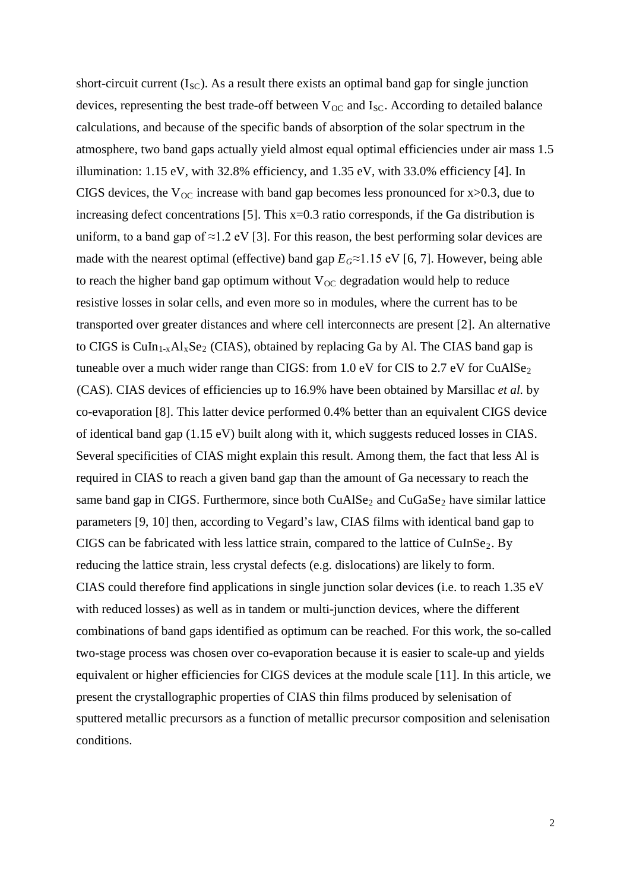short-circuit current ($I_{SC}$). As a result there exists an optimal band gap for single junction devices, representing the best trade-off between $V_{OC}$ and $I_{SC}$. According to detailed balance calculations, and because of the specific bands of absorption of the solar spectrum in the atmosphere, two band gaps actually yield almost equal optimal efficiencies under air mass 1.5 illumination: 1.15 eV, with 32.8% efficiency, and 1.35 eV, with 33.0% efficiency [4]. In CIGS devices, the $V_{OC}$ increase with band gap becomes less pronounced for x>0.3, due to increasing defect concentrations [5]. This x=0.3 ratio corresponds, if the Ga distribution is uniform, to a band gap of ≈1.2 eV [3]. For this reason, the best performing solar devices are made with the nearest optimal (effective) band gap $E_G$≈1.15 eV [6, 7]. However, being able to reach the higher band gap optimum without $V_{OC}$ degradation would help to reduce resistive losses in solar cells, and even more so in modules, where the current has to be transported over greater distances and where cell interconnects are present [2]. An alternative to CIGS is $CuIn_{1-x}Al_xSe_2$ (CIAS), obtained by replacing Ga by Al. The CIAS band gap is tuneable over a much wider range than CIGS: from 1.0 eV for CIS to 2.7 eV for $CuAlSe_2$ (CAS). CIAS devices of efficiencies up to 16.9% have been obtained by Marsillac *et al.* by co-evaporation [8]. This latter device performed 0.4% better than an equivalent CIGS device of identical band gap (1.15 eV) built along with it, which suggests reduced losses in CIAS. Several specificities of CIAS might explain this result. Among them, the fact that less Al is required in CIAS to reach a given band gap than the amount of Ga necessary to reach the same band gap in CIGS. Furthermore, since both $CuAlSe_2$ and $CuGaSe_2$ have similar lattice parameters [9, 10] then, according to Vegard's law, CIAS films with identical band gap to CIGS can be fabricated with less lattice strain, compared to the lattice of $CuInSe_2$. By reducing the lattice strain, less crystal defects (e.g. dislocations) are likely to form.

CIAS could therefore find applications in single junction solar devices (i.e. to reach 1.35 eV with reduced losses) as well as in tandem or multi-junction devices, where the different combinations of band gaps identified as optimum can be reached. For this work, the so-called two-stage process was chosen over co-evaporation because it is easier to scale-up and yields equivalent or higher efficiencies for CIGS devices at the module scale [11]. In this article, we present the crystallographic properties of CIAS thin films produced by selenisation of sputtered metallic precursors as a function of metallic precursor composition and selenisation conditions.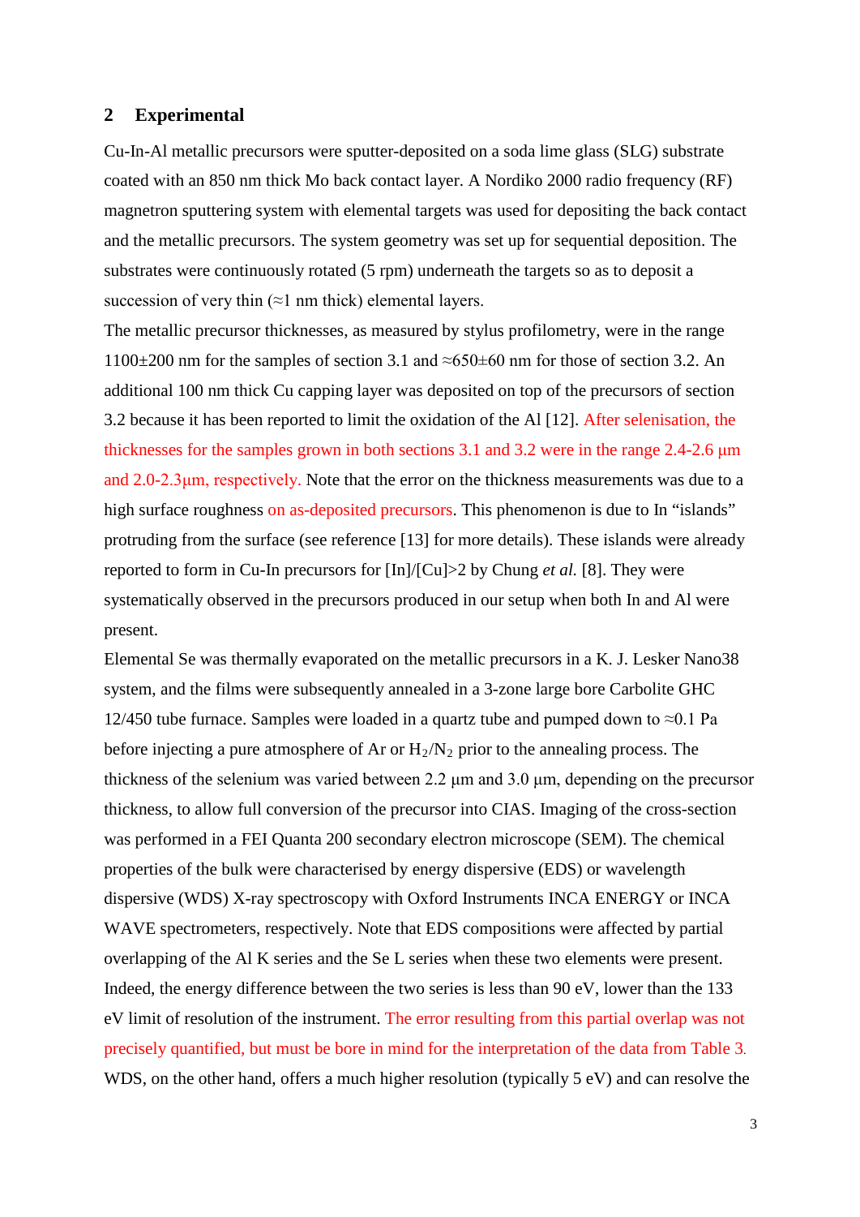## 2 Experimental

Cu-In-Al metallic precursors were sputter-deposited on a soda lime glass (SLG) substrate coated with an 850 nm thick Mo back contact layer. A Nordiko 2000 radio frequency (RF) magnetron sputtering system with elemental targets was used for depositing the back contact and the metallic precursors. The system geometry was set up for sequential deposition. The substrates were continuously rotated (5 rpm) underneath the targets so as to deposit a succession of very thin (≈1 nm thick) elemental layers.

The metallic precursor thicknesses, as measured by stylus profilometry, were in the range 1100±200 nm for the samples of section 3.1 and ≈650±60 nm for those of section 3.2. An additional 100 nm thick Cu capping layer was deposited on top of the precursors of section 3.2 because it has been reported to limit the oxidation of the Al [12]. After selenisation, the thicknesses for the samples grown in both sections 3.1 and 3.2 were in the range 2.4-2.6 µm and 2.0-2.3µm, respectively. Note that the error on the thickness measurements was due to a high surface roughness on as-deposited precursors. This phenomenon is due to In "islands" protruding from the surface (see reference [13] for more details). These islands were already reported to form in Cu-In precursors for [In]/[Cu]>2 by Chung *et al.* [8]. They were systematically observed in the precursors produced in our setup when both In and Al were present.

Elemental Se was thermally evaporated on the metallic precursors in a K. J. Lesker Nano38 system, and the films were subsequently annealed in a 3-zone large bore Carbolite GHC 12/450 tube furnace. Samples were loaded in a quartz tube and pumped down to ≈0.1 Pa before injecting a pure atmosphere of Ar or $H_2/N_2$ prior to the annealing process. The thickness of the selenium was varied between 2.2 µm and 3.0 µm, depending on the precursor thickness, to allow full conversion of the precursor into CIAS. Imaging of the cross-section was performed in a FEI Quanta 200 secondary electron microscope (SEM). The chemical properties of the bulk were characterised by energy dispersive (EDS) or wavelength dispersive (WDS) X-ray spectroscopy with Oxford Instruments INCA ENERGY or INCA WAVE spectrometers, respectively. Note that EDS compositions were affected by partial overlapping of the Al K series and the Se L series when these two elements were present. Indeed, the energy difference between the two series is less than 90 eV, lower than the 133 eV limit of resolution of the instrument. The error resulting from this partial overlap was not precisely quantified, but must be bore in mind for the interpretation of the data from Table 3. WDS, on the other hand, offers a much higher resolution (typically 5 eV) and can resolve the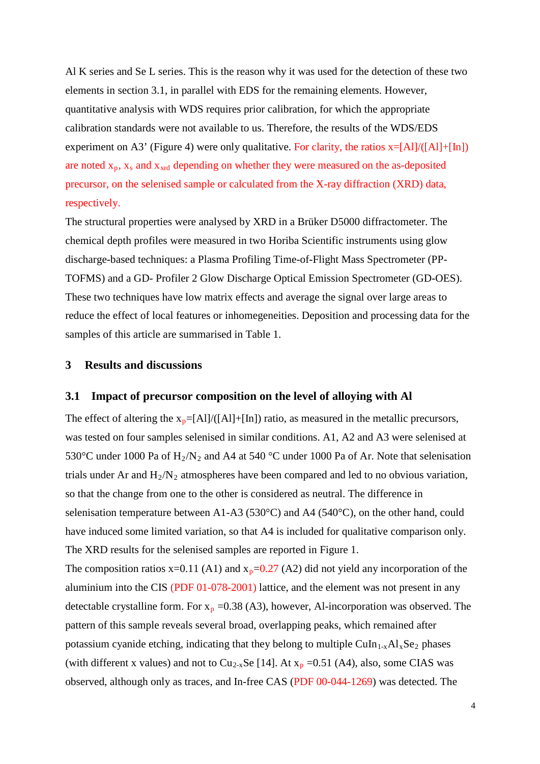Al K series and Se L series. This is the reason why it was used for the detection of these two elements in section 3.1, in parallel with EDS for the remaining elements. However, quantitative analysis with WDS requires prior calibration, for which the appropriate calibration standards were not available to us. Therefore, the results of the WDS/EDS experiment on A3' (Figure 4) were only qualitative. For clarity, the ratios x=[Al]/([Al]+[In]) are noted $x_p$, $x_s$ and $x_{xrd}$ depending on whether they were measured on the as-deposited precursor, on the selenised sample or calculated from the X-ray diffraction (XRD) data, respectively.

The structural properties were analysed by XRD in a Brüker D5000 diffractometer. The chemical depth profiles were measured in two Horiba Scientific instruments using glow discharge-based techniques: a Plasma Profiling Time-of-Flight Mass Spectrometer (PP-TOFMS) and a GD- Profiler 2 Glow Discharge Optical Emission Spectrometer (GD-OES). These two techniques have low matrix effects and average the signal over large areas to reduce the effect of local features or inhomegeneities. Deposition and processing data for the samples of this article are summarised in Table 1.

# 3 Results and discussions

## 3.1 Impact of precursor composition on the level of alloying with Al

The effect of altering the $x_p$=[Al]/([Al]+[In]) ratio, as measured in the metallic precursors, was tested on four samples selenised in similar conditions. A1, A2 and A3 were selenised at 530°C under 1000 Pa of $H_2/N_2$ and A4 at 540 °C under 1000 Pa of Ar. Note that selenisation trials under Ar and $H_2/N_2$ atmospheres have been compared and led to no obvious variation, so that the change from one to the other is considered as neutral. The difference in selenisation temperature between A1-A3 (530°C) and A4 (540°C), on the other hand, could have induced some limited variation, so that A4 is included for qualitative comparison only. The XRD results for the selenised samples are reported in Figure 1.

The composition ratios x=0.11 (A1) and $x_p$=0.27 (A2) did not yield any incorporation of the aluminium into the CIS (PDF 01-078-2001) lattice, and the element was not present in any detectable crystalline form. For $x_p$ =0.38 (A3), however, Al-incorporation was observed. The pattern of this sample reveals several broad, overlapping peaks, which remained after potassium cyanide etching, indicating that they belong to multiple $CuIn_{1-x}Al_xSe_2$ phases (with different x values) and not to $Cu_{2-x}Se$ [14]. At $x_p$ =0.51 (A4), also, some CIAS was observed, although only as traces, and In-free CAS (PDF 00-044-1269) was detected. The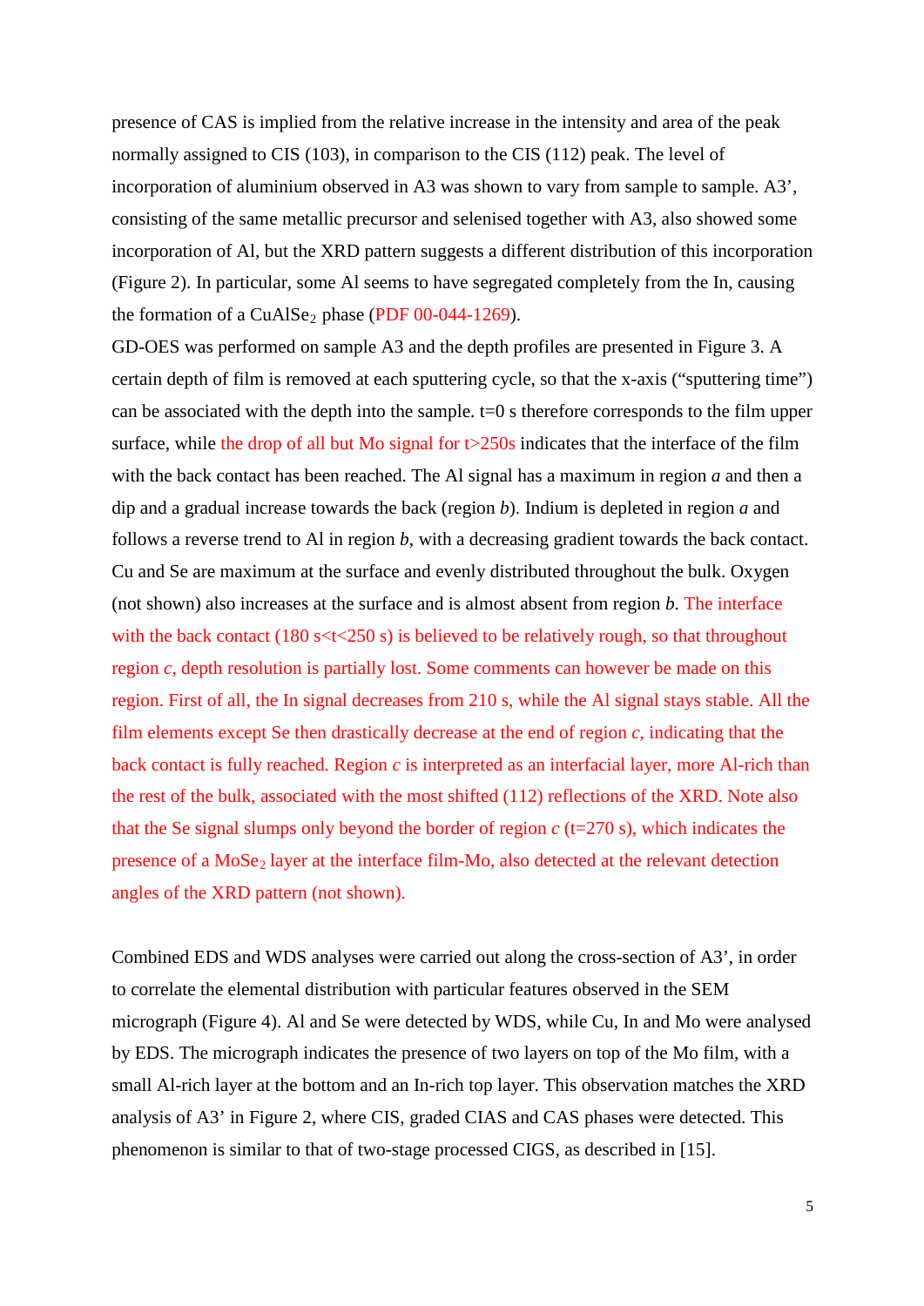presence of CAS is implied from the relative increase in the intensity and area of the peak normally assigned to CIS (103), in comparison to the CIS (112) peak. The level of incorporation of aluminium observed in A3 was shown to vary from sample to sample. A3', consisting of the same metallic precursor and selenised together with A3, also showed some incorporation of Al, but the XRD pattern suggests a different distribution of this incorporation (Figure 2). In particular, some Al seems to have segregated completely from the In, causing the formation of a $CuAlSe_2$ phase (PDF 00-044-1269).

GD-OES was performed on sample A3 and the depth profiles are presented in Figure 3. A certain depth of film is removed at each sputtering cycle, so that the x-axis ("sputtering time") can be associated with the depth into the sample. t=0 s therefore corresponds to the film upper surface, while the drop of all but Mo signal for t>250s indicates that the interface of the film with the back contact has been reached. The Al signal has a maximum in region *a* and then a dip and a gradual increase towards the back (region *b*). Indium is depleted in region *a* and follows a reverse trend to Al in region *b*, with a decreasing gradient towards the back contact. Cu and Se are maximum at the surface and evenly distributed throughout the bulk. Oxygen (not shown) also increases at the surface and is almost absent from region *b*. The interface with the back contact (180 s<t<250 s) is believed to be relatively rough, so that throughout region *c*, depth resolution is partially lost. Some comments can however be made on this region. First of all, the In signal decreases from 210 s, while the Al signal stays stable. All the film elements except Se then drastically decrease at the end of region *c*, indicating that the back contact is fully reached. Region *c* is interpreted as an interfacial layer, more Al-rich than the rest of the bulk, associated with the most shifted (112) reflections of the XRD. Note also that the Se signal slumps only beyond the border of region *c* (t=270 s), which indicates the presence of a $MoSe_2$ layer at the interface film-Mo, also detected at the relevant detection angles of the XRD pattern (not shown).

Combined EDS and WDS analyses were carried out along the cross-section of A3', in order to correlate the elemental distribution with particular features observed in the SEM micrograph (Figure 4). Al and Se were detected by WDS, while Cu, In and Mo were analysed by EDS. The micrograph indicates the presence of two layers on top of the Mo film, with a small Al-rich layer at the bottom and an In-rich top layer. This observation matches the XRD analysis of A3' in Figure 2, where CIS, graded CIAS and CAS phases were detected. This phenomenon is similar to that of two-stage processed CIGS, as described in [15].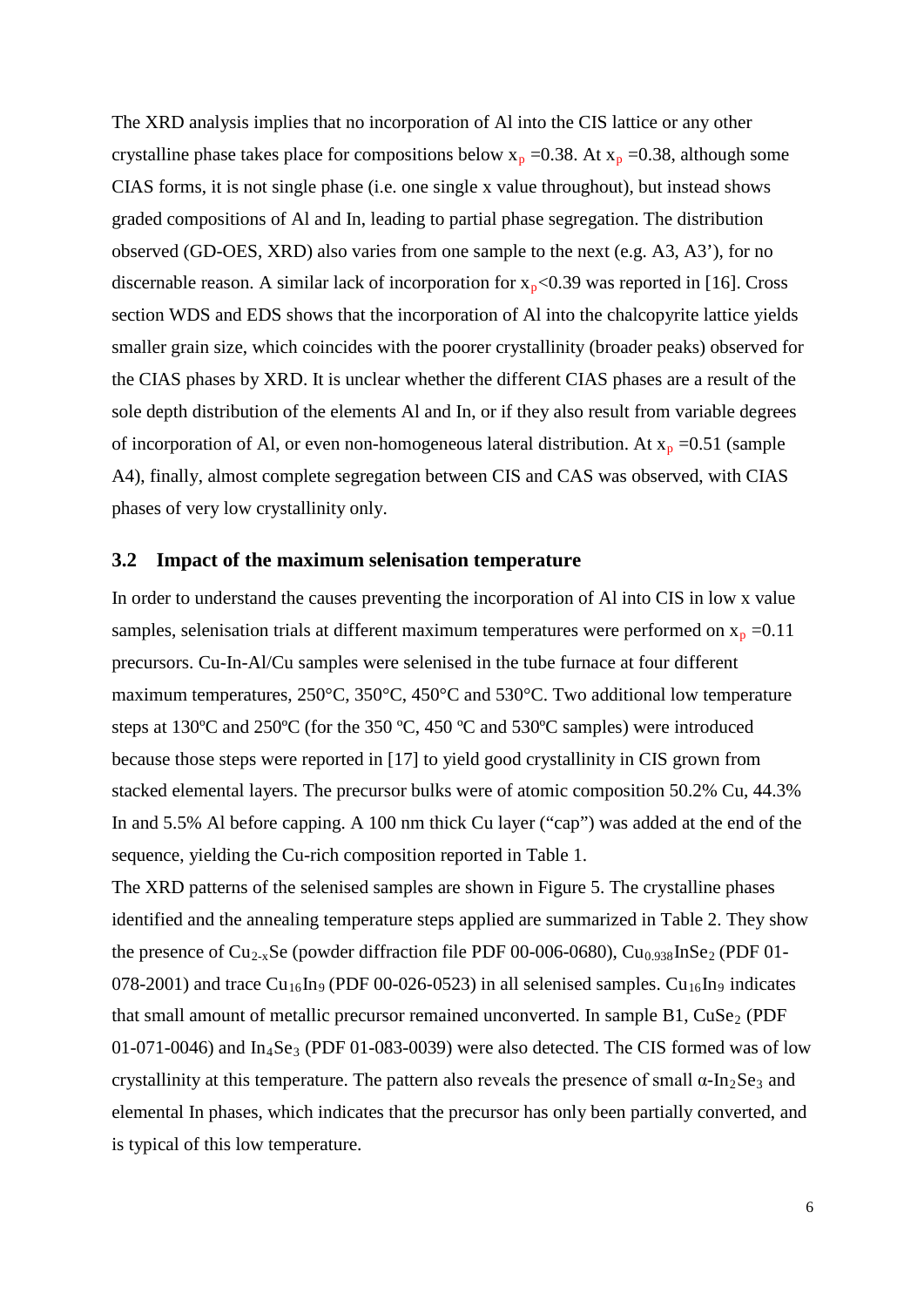The XRD analysis implies that no incorporation of Al into the CIS lattice or any other crystalline phase takes place for compositions below $x_p$ =0.38. At $x_p$ =0.38, although some CIAS forms, it is not single phase (i.e. one single x value throughout), but instead shows graded compositions of Al and In, leading to partial phase segregation. The distribution observed (GD-OES, XRD) also varies from one sample to the next (e.g. A3, A3'), for no discernable reason. A similar lack of incorporation for $x_p$<0.39 was reported in [16]. Cross section WDS and EDS shows that the incorporation of Al into the chalcopyrite lattice yields smaller grain size, which coincides with the poorer crystallinity (broader peaks) observed for the CIAS phases by XRD. It is unclear whether the different CIAS phases are a result of the sole depth distribution of the elements Al and In, or if they also result from variable degrees of incorporation of Al, or even non-homogeneous lateral distribution. At $x_p$ =0.51 (sample A4), finally, almost complete segregation between CIS and CAS was observed, with CIAS phases of very low crystallinity only.

## 3.2 Impact of the maximum selenisation temperature

In order to understand the causes preventing the incorporation of Al into CIS in low x value samples, selenisation trials at different maximum temperatures were performed on $x_p$ =0.11 precursors. Cu-In-Al/Cu samples were selenised in the tube furnace at four different maximum temperatures, 250°C, 350°C, 450°C and 530°C. Two additional low temperature steps at 130ºC and 250ºC (for the 350 ºC, 450 ºC and 530ºC samples) were introduced because those steps were reported in [17] to yield good crystallinity in CIS grown from stacked elemental layers. The precursor bulks were of atomic composition 50.2% Cu, 44.3% In and 5.5% Al before capping. A 100 nm thick Cu layer ("cap") was added at the end of the sequence, yielding the Cu-rich composition reported in Table 1.

The XRD patterns of the selenised samples are shown in Figure 5. The crystalline phases identified and the annealing temperature steps applied are summarized in Table 2. They show the presence of $Cu_{2-x}Se$ (powder diffraction file PDF 00-006-0680), $Cu_{0.938}InSe_2$ (PDF 01-078-2001) and trace $Cu_{16}In_9$ (PDF 00-026-0523) in all selenised samples. $Cu_{16}In_9$ indicates that small amount of metallic precursor remained unconverted. In sample B1, $CuSe_2$ (PDF 01-071-0046) and $In_4Se_3$ (PDF 01-083-0039) were also detected. The CIS formed was of low crystallinity at this temperature. The pattern also reveals the presence of small $\alpha$-$In_2Se_3$ and elemental In phases, which indicates that the precursor has only been partially converted, and is typical of this low temperature.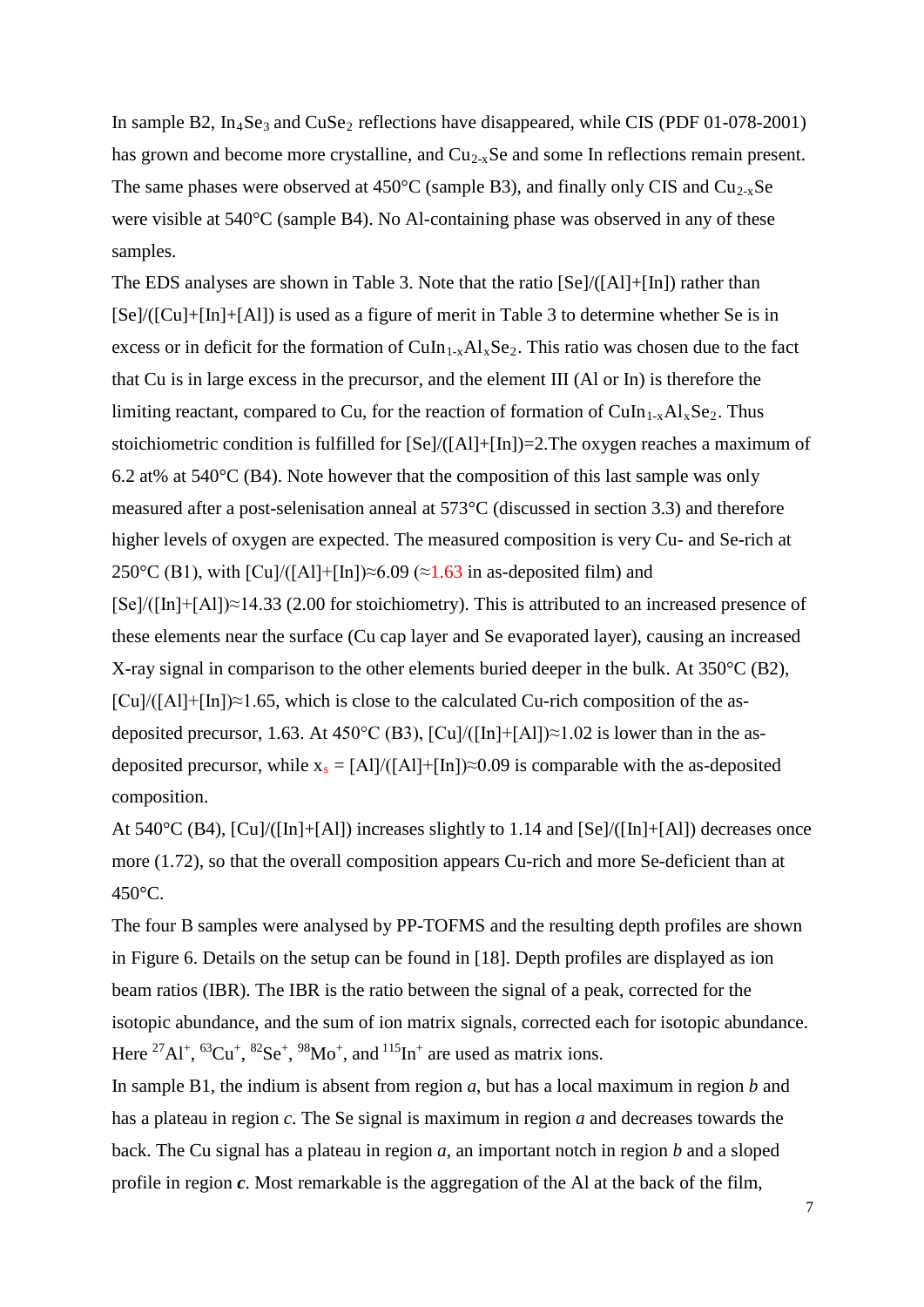In sample B2, $In_4Se_3$ and $CuSe_2$ reflections have disappeared, while CIS (PDF 01-078-2001) has grown and become more crystalline, and $Cu_{2-x}Se$ and some In reflections remain present. The same phases were observed at 450°C (sample B3), and finally only CIS and $Cu_{2-x}Se$ were visible at 540°C (sample B4). No Al-containing phase was observed in any of these samples.

The EDS analyses are shown in Table 3. Note that the ratio [Se]/([Al]+[In]) rather than [Se]/([Cu]+[In]+[Al]) is used as a figure of merit in Table 3 to determine whether Se is in excess or in deficit for the formation of $CuIn_{1-x}Al_xSe_2$. This ratio was chosen due to the fact that Cu is in large excess in the precursor, and the element III (Al or In) is therefore the limiting reactant, compared to Cu, for the reaction of formation of $CuIn_{1-x}Al_xSe_2$. Thus stoichiometric condition is fulfilled for [Se]/([Al]+[In])=2.The oxygen reaches a maximum of 6.2 at% at 540°C (B4). Note however that the composition of this last sample was only measured after a post-selenisation anneal at 573°C (discussed in section 3.3) and therefore higher levels of oxygen are expected. The measured composition is very Cu- and Se-rich at 250°C (B1), with [Cu]/([Al]+[In])≈6.09 (≈1.63 in as-deposited film) and [Se]/([In]+[Al])≈14.33 (2.00 for stoichiometry). This is attributed to an increased presence of these elements near the surface (Cu cap layer and Se evaporated layer), causing an increased X-ray signal in comparison to the other elements buried deeper in the bulk. At 350°C (B2), [Cu]/([Al]+[In])≈1.65, which is close to the calculated Cu-rich composition of the as-deposited precursor, 1.63. At 450°C (B3), [Cu]/([In]+[Al])≈1.02 is lower than in the as-deposited precursor, while $x_s$ = [Al]/([Al]+[In])≈0.09 is comparable with the as-deposited composition.

At 540°C (B4), [Cu]/([In]+[Al]) increases slightly to 1.14 and [Se]/([In]+[Al]) decreases once more (1.72), so that the overall composition appears Cu-rich and more Se-deficient than at 450°C.

The four B samples were analysed by PP-TOFMS and the resulting depth profiles are shown in Figure 6. Details on the setup can be found in [18]. Depth profiles are displayed as ion beam ratios (IBR). The IBR is the ratio between the signal of a peak, corrected for the isotopic abundance, and the sum of ion matrix signals, corrected each for isotopic abundance. Here $^{27}Al^+$, $^{63}Cu^+$, $^{82}Se^+$, $^{98}Mo^+$, and $^{115}In^+$ are used as matrix ions.

In sample B1, the indium is absent from region *a*, but has a local maximum in region *b* and has a plateau in region *c*. The Se signal is maximum in region *a* and decreases towards the back. The Cu signal has a plateau in region *a*, an important notch in region *b* and a sloped profile in region ***c***. Most remarkable is the aggregation of the Al at the back of the film,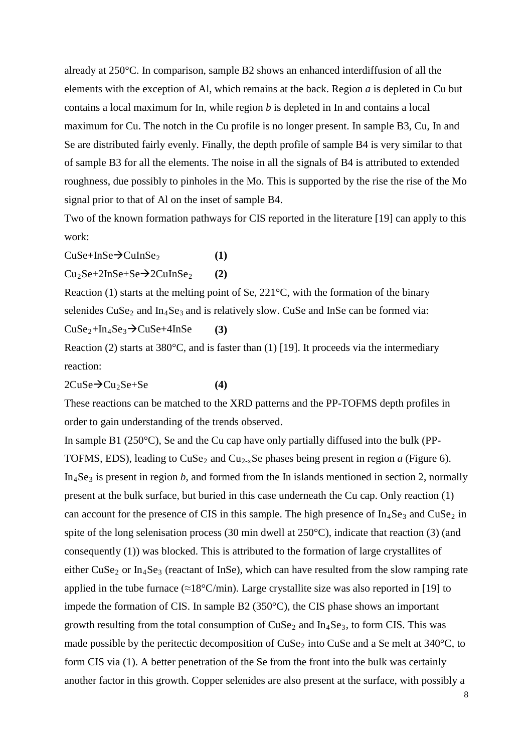already at 250°C. In comparison, sample B2 shows an enhanced interdiffusion of all the elements with the exception of Al, which remains at the back. Region *a* is depleted in Cu but contains a local maximum for In, while region *b* is depleted in In and contains a local maximum for Cu. The notch in the Cu profile is no longer present. In sample B3, Cu, In and Se are distributed fairly evenly. Finally, the depth profile of sample B4 is very similar to that of sample B3 for all the elements. The noise in all the signals of B4 is attributed to extended roughness, due possibly to pinholes in the Mo. This is supported by the rise the rise of the Mo signal prior to that of Al on the inset of sample B4.

Two of the known formation pathways for CIS reported in the literature [19] can apply to this work:

$CuSe + InSe \rightarrow CuInSe_2$ **(1)**

$Cu_2Se + 2InSe + Se \rightarrow 2CuInSe_2$ **(2)**

Reaction (1) starts at the melting point of Se, 221°C, with the formation of the binary selenides $CuSe_2$ and $In_4Se_3$ and is relatively slow. CuSe and InSe can be formed via:

$CuSe_2 + In_4Se_3 \rightarrow CuSe + 4InSe$ **(3)**

Reaction (2) starts at 380°C, and is faster than (1) [19]. It proceeds via the intermediary reaction:

$2CuSe \rightarrow Cu_2Se + Se$ **(4)**

These reactions can be matched to the XRD patterns and the PP-TOFMS depth profiles in order to gain understanding of the trends observed.

In sample B1 (250°C), Se and the Cu cap have only partially diffused into the bulk (PP-TOFMS, EDS), leading to $CuSe_2$ and $Cu_{2-x}Se$ phases being present in region *a* (Figure 6). $In_4Se_3$ is present in region *b*, and formed from the In islands mentioned in section 2, normally present at the bulk surface, but buried in this case underneath the Cu cap. Only reaction (1) can account for the presence of CIS in this sample. The high presence of $In_4Se_3$ and $CuSe_2$ in spite of the long selenisation process (30 min dwell at 250°C), indicate that reaction (3) (and consequently (1)) was blocked. This is attributed to the formation of large crystallites of either $CuSe_2$ or $In_4Se_3$ (reactant of InSe), which can have resulted from the slow ramping rate applied in the tube furnace (≈18°C/min). Large crystallite size was also reported in [19] to impede the formation of CIS. In sample B2 (350°C), the CIS phase shows an important growth resulting from the total consumption of $CuSe_2$ and $In_4Se_3$, to form CIS. This was made possible by the peritectic decomposition of $CuSe_2$ into CuSe and a Se melt at 340°C, to form CIS via (1). A better penetration of the Se from the front into the bulk was certainly another factor in this growth. Copper selenides are also present at the surface, with possibly a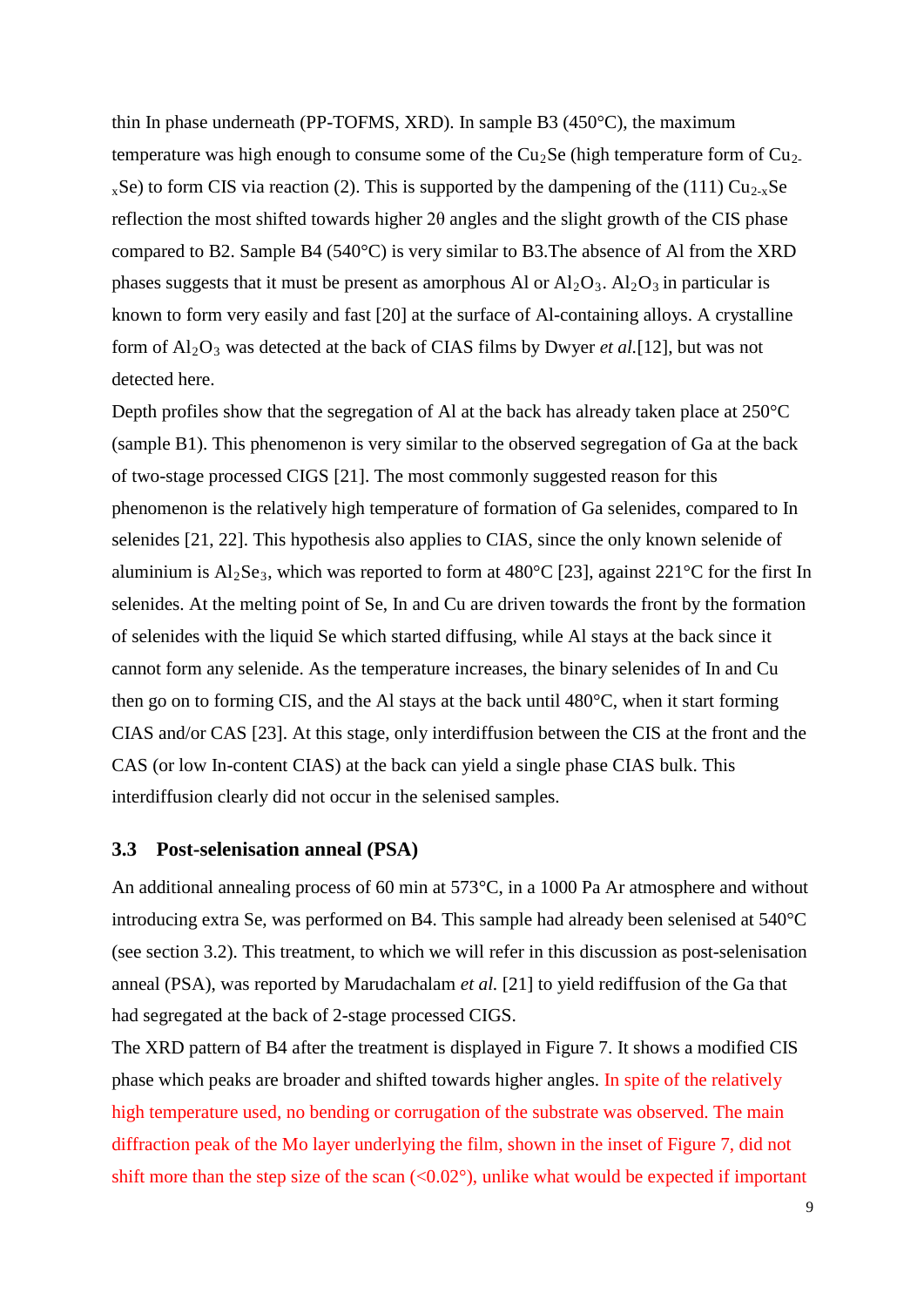thin In phase underneath (PP-TOFMS, XRD). In sample B3 (450°C), the maximum temperature was high enough to consume some of the $Cu_2Se$ (high temperature form of $Cu_{2-x}Se$) to form CIS via reaction (2). This is supported by the dampening of the (111) $Cu_{2-x}Se$ reflection the most shifted towards higher 2θ angles and the slight growth of the CIS phase compared to B2. Sample B4 (540°C) is very similar to B3.The absence of Al from the XRD phases suggests that it must be present as amorphous Al or $Al_2O_3$. $Al_2O_3$ in particular is known to form very easily and fast [20] at the surface of Al-containing alloys. A crystalline form of $Al_2O_3$ was detected at the back of CIAS films by Dwyer *et al.*[12], but was not detected here.

Depth profiles show that the segregation of Al at the back has already taken place at 250°C (sample B1). This phenomenon is very similar to the observed segregation of Ga at the back of two-stage processed CIGS [21]. The most commonly suggested reason for this phenomenon is the relatively high temperature of formation of Ga selenides, compared to In selenides [21, 22]. This hypothesis also applies to CIAS, since the only known selenide of aluminium is $Al_2Se_3$, which was reported to form at 480°C [23], against 221°C for the first In selenides. At the melting point of Se, In and Cu are driven towards the front by the formation of selenides with the liquid Se which started diffusing, while Al stays at the back since it cannot form any selenide. As the temperature increases, the binary selenides of In and Cu then go on to forming CIS, and the Al stays at the back until 480°C, when it start forming CIAS and/or CAS [23]. At this stage, only interdiffusion between the CIS at the front and the CAS (or low In-content CIAS) at the back can yield a single phase CIAS bulk. This interdiffusion clearly did not occur in the selenised samples.

### 3.3 Post-selenisation anneal (PSA)

An additional annealing process of 60 min at 573°C, in a 1000 Pa Ar atmosphere and without introducing extra Se, was performed on B4. This sample had already been selenised at 540°C (see section 3.2). This treatment, to which we will refer in this discussion as post-selenisation anneal (PSA), was reported by Marudachalam *et al.* [21] to yield rediffusion of the Ga that had segregated at the back of 2-stage processed CIGS.

The XRD pattern of B4 after the treatment is displayed in Figure 7. It shows a modified CIS phase which peaks are broader and shifted towards higher angles. In spite of the relatively high temperature used, no bending or corrugation of the substrate was observed. The main diffraction peak of the Mo layer underlying the film, shown in the inset of Figure 7, did not shift more than the step size of the scan (<0.02°), unlike what would be expected if important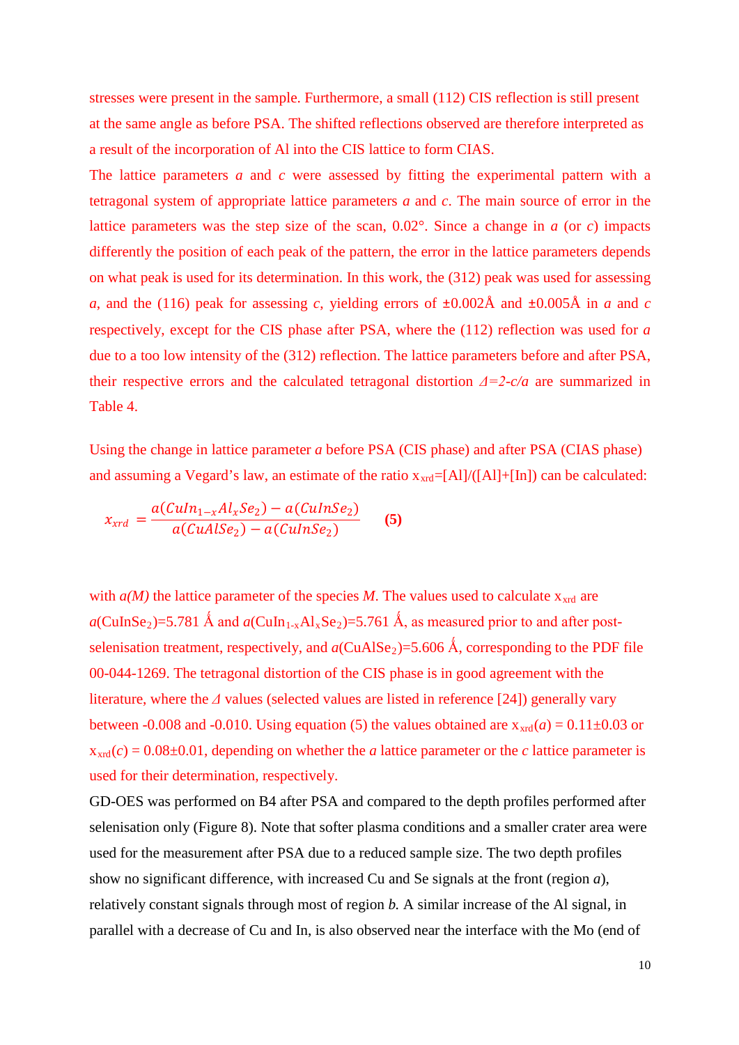stresses were present in the sample. Furthermore, a small (112) CIS reflection is still present at the same angle as before PSA. The shifted reflections observed are therefore interpreted as a result of the incorporation of Al into the CIS lattice to form CIAS.

The lattice parameters *a* and *c* were assessed by fitting the experimental pattern with a tetragonal system of appropriate lattice parameters *a* and *c*. The main source of error in the lattice parameters was the step size of the scan, 0.02°. Since a change in *a* (or *c*) impacts differently the position of each peak of the pattern, the error in the lattice parameters depends on what peak is used for its determination. In this work, the (312) peak was used for assessing *a*, and the (116) peak for assessing *c*, yielding errors of ±0.002Å and ±0.005Å in *a* and *c* respectively, except for the CIS phase after PSA, where the (112) reflection was used for *a* due to a too low intensity of the (312) reflection. The lattice parameters before and after PSA, their respective errors and the calculated tetragonal distortion $\Delta=2-c/a$ are summarized in Table 4.

Using the change in lattice parameter *a* before PSA (CIS phase) and after PSA (CIAS phase) and assuming a Vegard's law, an estimate of the ratio $x_{xrd}$=[Al]/([Al]+[In]) can be calculated:

$$x_{xrd} = \frac{a(CuIn_{1-x}Al_xSe_2) - a(CuInSe_2)}{a(CuAlSe_2) - a(CuInSe_2)} \qquad \textbf{(5)}$$

with *a(M)* the lattice parameter of the species *M*. The values used to calculate $x_{xrd}$ are $a(CuInSe_2)$=5.781 Å and $a(CuIn_{1-x}Al_xSe_2)$=5.761 Å, as measured prior to and after post-selenisation treatment, respectively, and $a(CuAlSe_2)$=5.606 Å, corresponding to the PDF file 00-044-1269. The tetragonal distortion of the CIS phase is in good agreement with the literature, where the $\Delta$ values (selected values are listed in reference [24]) generally vary between -0.008 and -0.010. Using equation (5) the values obtained are $x_{xrd}(a)$ = 0.11±0.03 or $x_{xrd}(c)$ = 0.08±0.01, depending on whether the *a* lattice parameter or the *c* lattice parameter is used for their determination, respectively.

GD-OES was performed on B4 after PSA and compared to the depth profiles performed after selenisation only (Figure 8). Note that softer plasma conditions and a smaller crater area were used for the measurement after PSA due to a reduced sample size. The two depth profiles show no significant difference, with increased Cu and Se signals at the front (region *a*), relatively constant signals through most of region *b.* A similar increase of the Al signal, in parallel with a decrease of Cu and In, is also observed near the interface with the Mo (end of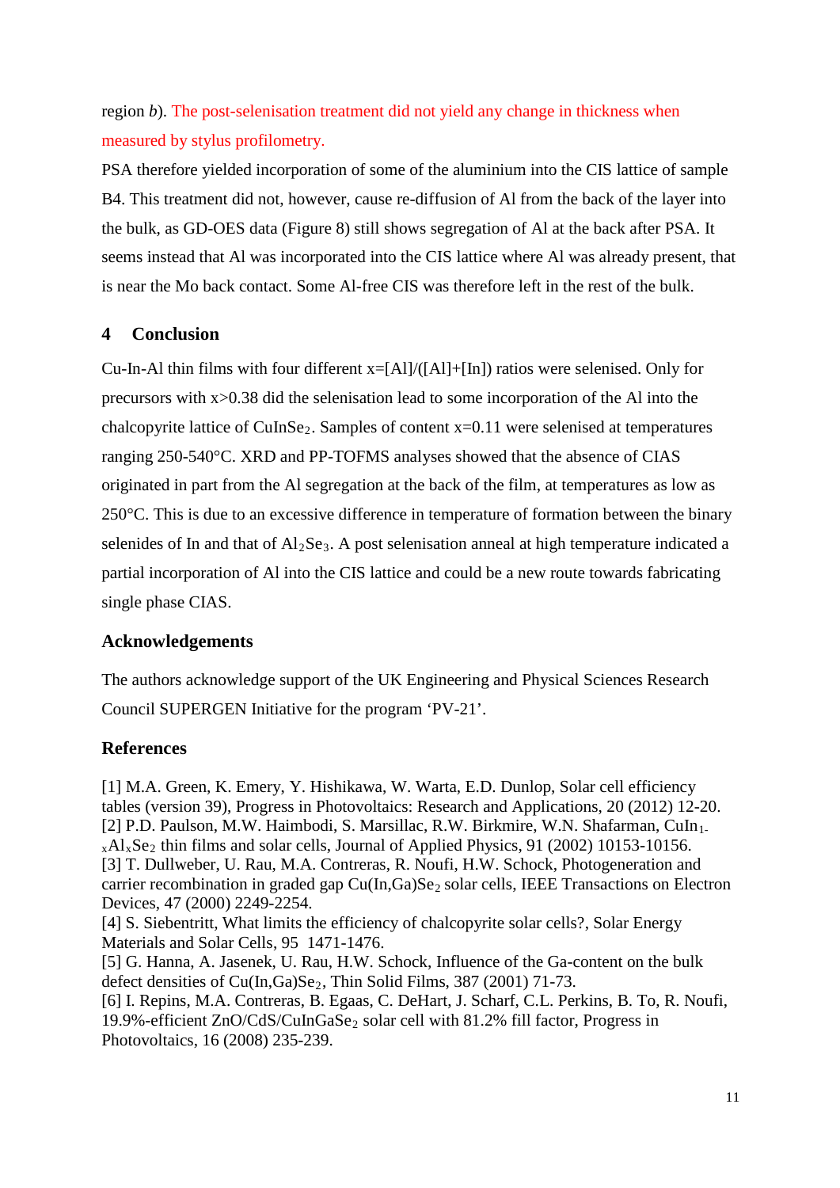region *b*). The post-selenisation treatment did not yield any change in thickness when measured by stylus profilometry.

PSA therefore yielded incorporation of some of the aluminium into the CIS lattice of sample B4. This treatment did not, however, cause re-diffusion of Al from the back of the layer into the bulk, as GD-OES data (Figure 8) still shows segregation of Al at the back after PSA. It seems instead that Al was incorporated into the CIS lattice where Al was already present, that is near the Mo back contact. Some Al-free CIS was therefore left in the rest of the bulk.

## 4 Conclusion

Cu-In-Al thin films with four different x=[Al]/([Al]+[In]) ratios were selenised. Only for precursors with x>0.38 did the selenisation lead to some incorporation of the Al into the chalcopyrite lattice of $CuInSe_2$. Samples of content x=0.11 were selenised at temperatures ranging 250-540°C. XRD and PP-TOFMS analyses showed that the absence of CIAS originated in part from the Al segregation at the back of the film, at temperatures as low as 250°C. This is due to an excessive difference in temperature of formation between the binary selenides of In and that of $Al_2Se_3$. A post selenisation anneal at high temperature indicated a partial incorporation of Al into the CIS lattice and could be a new route towards fabricating single phase CIAS.

## Acknowledgements

The authors acknowledge support of the UK Engineering and Physical Sciences Research Council SUPERGEN Initiative for the program 'PV-21'.

## References

[1] M.A. Green, K. Emery, Y. Hishikawa, W. Warta, E.D. Dunlop, Solar cell efficiency tables (version 39), Progress in Photovoltaics: Research and Applications, 20 (2012) 12-20.
[2] P.D. Paulson, M.W. Haimbodi, S. Marsillac, R.W. Birkmire, W.N. Shafarman, $CuIn_{1-x}Al_xSe_2$ thin films and solar cells, Journal of Applied Physics, 91 (2002) 10153-10156.
[3] T. Dullweber, U. Rau, M.A. Contreras, R. Noufi, H.W. Schock, Photogeneration and carrier recombination in graded gap $Cu(In,Ga)Se_2$ solar cells, IEEE Transactions on Electron Devices, 47 (2000) 2249-2254.
[4] S. Siebentritt, What limits the efficiency of chalcopyrite solar cells?, Solar Energy Materials and Solar Cells, 95 1471-1476.
[5] G. Hanna, A. Jasenek, U. Rau, H.W. Schock, Influence of the Ga-content on the bulk defect densities of $Cu(In,Ga)Se_2$, Thin Solid Films, 387 (2001) 71-73.
[6] I. Repins, M.A. Contreras, B. Egaas, C. DeHart, J. Scharf, C.L. Perkins, B. To, R. Noufi, 19.9%-efficient ZnO/CdS/$CuInGaSe_2$ solar cell with 81.2% fill factor, Progress in Photovoltaics, 16 (2008) 235-239.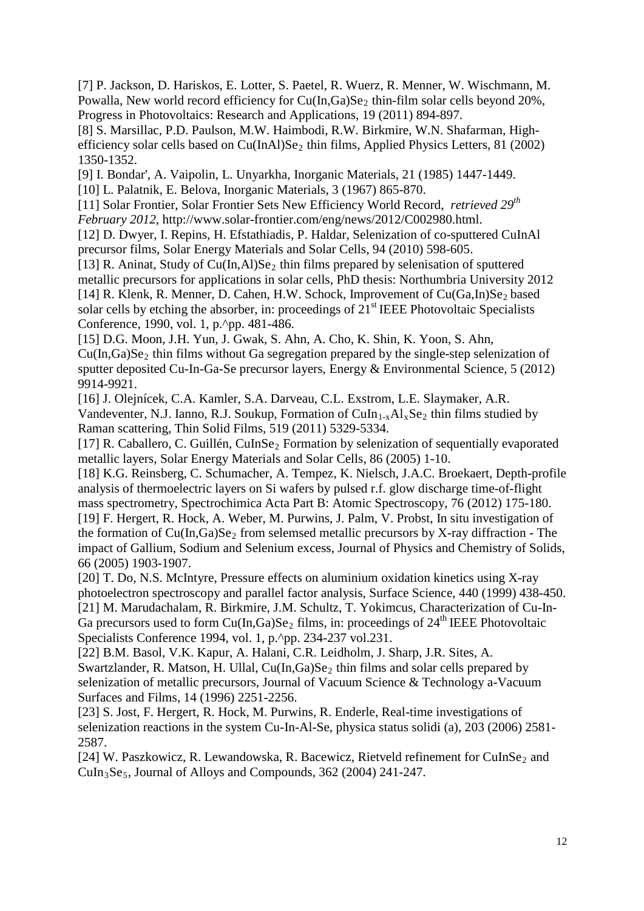[7] P. Jackson, D. Hariskos, E. Lotter, S. Paetel, R. Wuerz, R. Menner, W. Wischmann, M. Powalla, New world record efficiency for $Cu(In,Ga)Se_2$ thin-film solar cells beyond 20%, Progress in Photovoltaics: Research and Applications, 19 (2011) 894-897.

[8] S. Marsillac, P.D. Paulson, M.W. Haimbodi, R.W. Birkmire, W.N. Shafarman, High-efficiency solar cells based on $Cu(InAl)Se_2$ thin films, Applied Physics Letters, 81 (2002) 1350-1352.

[9] I. Bondar', A. Vaipolin, L. Unyarkha, Inorganic Materials, 21 (1985) 1447-1449.

[10] L. Palatnik, E. Belova, Inorganic Materials, 3 (1967) 865-870.

[11] Solar Frontier, Solar Frontier Sets New Efficiency World Record, *retrieved 29th February 2012*, http://www.solar-frontier.com/eng/news/2012/C002980.html.

[12] D. Dwyer, I. Repins, H. Efstathiadis, P. Haldar, Selenization of co-sputtered CuInAl precursor films, Solar Energy Materials and Solar Cells, 94 (2010) 598-605.

[13] R. Aninat, Study of $Cu(In,Al)Se_2$ thin films prepared by selenisation of sputtered metallic precursors for applications in solar cells, PhD thesis: Northumbria University 2012

[14] R. Klenk, R. Menner, D. Cahen, H.W. Schock, Improvement of $Cu(Ga,In)Se_2$ based solar cells by etching the absorber, in: proceedings of 21st IEEE Photovoltaic Specialists Conference, 1990, vol. 1, p.^pp. 481-486.

[15] D.G. Moon, J.H. Yun, J. Gwak, S. Ahn, A. Cho, K. Shin, K. Yoon, S. Ahn, $Cu(In,Ga)Se_2$ thin films without Ga segregation prepared by the single-step selenization of sputter deposited Cu-In-Ga-Se precursor layers, Energy & Environmental Science, 5 (2012) 9914-9921.

[16] J. Olejnícek, C.A. Kamler, S.A. Darveau, C.L. Exstrom, L.E. Slaymaker, A.R. Vandeventer, N.J. Ianno, R.J. Soukup, Formation of $CuIn_{1-x}Al_xSe_2$ thin films studied by Raman scattering, Thin Solid Films, 519 (2011) 5329-5334.

[17] R. Caballero, C. Guillén, $CuInSe_2$ Formation by selenization of sequentially evaporated metallic layers, Solar Energy Materials and Solar Cells, 86 (2005) 1-10.

[18] K.G. Reinsberg, C. Schumacher, A. Tempez, K. Nielsch, J.A.C. Broekaert, Depth-profile analysis of thermoelectric layers on Si wafers by pulsed r.f. glow discharge time-of-flight mass spectrometry, Spectrochimica Acta Part B: Atomic Spectroscopy, 76 (2012) 175-180.

[19] F. Hergert, R. Hock, A. Weber, M. Purwins, J. Palm, V. Probst, In situ investigation of the formation of $Cu(In,Ga)Se_2$ from selemsed metallic precursors by X-ray diffraction - The impact of Gallium, Sodium and Selenium excess, Journal of Physics and Chemistry of Solids, 66 (2005) 1903-1907.

[20] T. Do, N.S. McIntyre, Pressure effects on aluminium oxidation kinetics using X-ray photoelectron spectroscopy and parallel factor analysis, Surface Science, 440 (1999) 438-450.

[21] M. Marudachalam, R. Birkmire, J.M. Schultz, T. Yokimcus, Characterization of Cu-In-Ga precursors used to form $Cu(In,Ga)Se_2$ films, in: proceedings of 24th IEEE Photovoltaic Specialists Conference 1994, vol. 1, p.^pp. 234-237 vol.231.

[22] B.M. Basol, V.K. Kapur, A. Halani, C.R. Leidholm, J. Sharp, J.R. Sites, A. Swartzlander, R. Matson, H. Ullal, $Cu(In,Ga)Se_2$ thin films and solar cells prepared by selenization of metallic precursors, Journal of Vacuum Science & Technology a-Vacuum Surfaces and Films, 14 (1996) 2251-2256.

[23] S. Jost, F. Hergert, R. Hock, M. Purwins, R. Enderle, Real-time investigations of selenization reactions in the system Cu-In-Al-Se, physica status solidi (a), 203 (2006) 2581-2587.

[24] W. Paszkowicz, R. Lewandowska, R. Bacewicz, Rietveld refinement for $CuInSe_2$ and $CuIn_3Se_5$, Journal of Alloys and Compounds, 362 (2004) 241-247.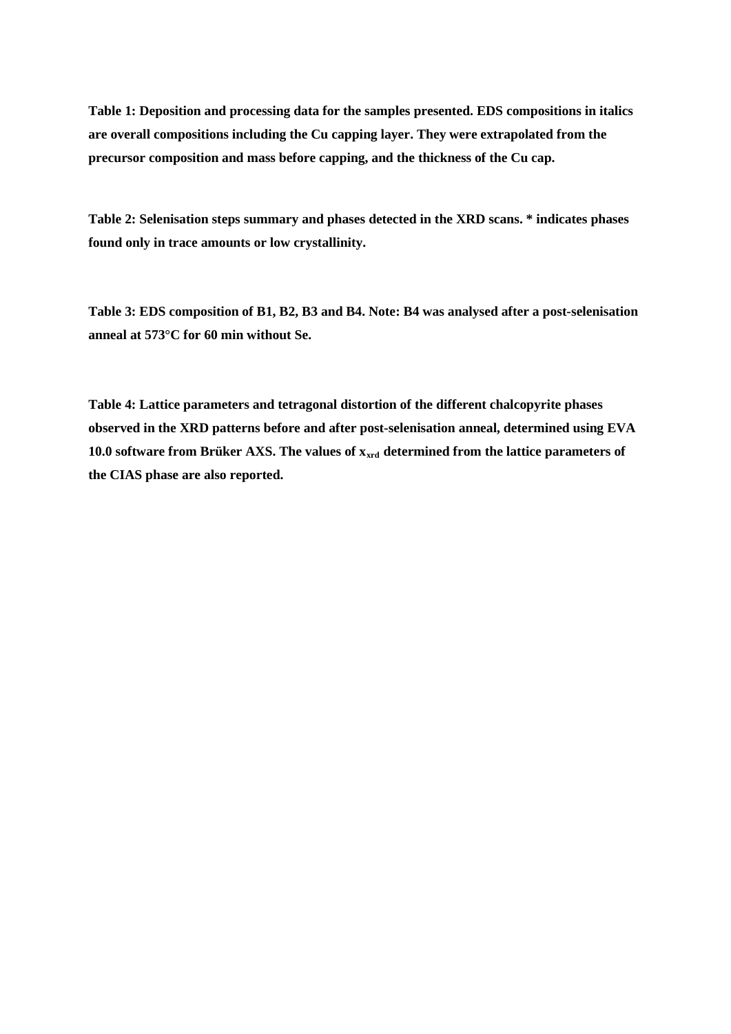**Table 1: Deposition and processing data for the samples presented. EDS compositions in italics are overall compositions including the Cu capping layer. They were extrapolated from the precursor composition and mass before capping, and the thickness of the Cu cap.**

**Table 2: Selenisation steps summary and phases detected in the XRD scans. * indicates phases found only in trace amounts or low crystallinity.**

**Table 3: EDS composition of B1, B2, B3 and B4. Note: B4 was analysed after a post-selenisation anneal at 573°C for 60 min without Se.**

**Table 4: Lattice parameters and tetragonal distortion of the different chalcopyrite phases observed in the XRD patterns before and after post-selenisation anneal, determined using EVA 10.0 software from Brüker AXS. The values of $x_{xrd}$ determined from the lattice parameters of the CIAS phase are also reported.**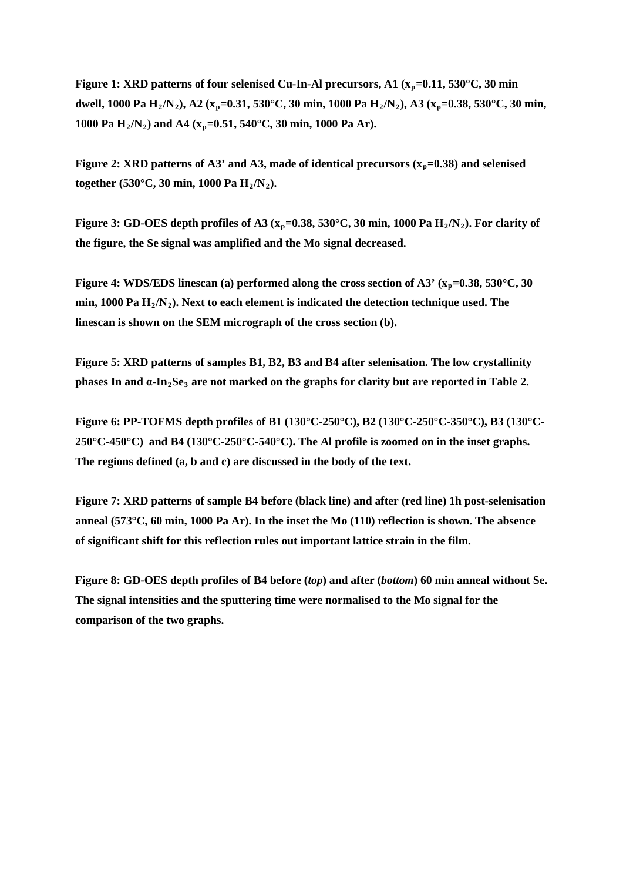**Figure 1: XRD patterns of four selenised Cu-In-Al precursors, A1 ($x_p$=0.11, 530°C, 30 min dwell, 1000 Pa $H_2/N_2$), A2 ($x_p$=0.31, 530°C, 30 min, 1000 Pa $H_2/N_2$), A3 ($x_p$=0.38, 530°C, 30 min, 1000 Pa $H_2/N_2$) and A4 ($x_p$=0.51, 540°C, 30 min, 1000 Pa Ar).**

**Figure 2: XRD patterns of A3' and A3, made of identical precursors ($x_p$=0.38) and selenised together (530°C, 30 min, 1000 Pa $H_2/N_2$).**

**Figure 3: GD-OES depth profiles of A3 ($x_p$=0.38, 530°C, 30 min, 1000 Pa $H_2/N_2$). For clarity of the figure, the Se signal was amplified and the Mo signal decreased.**

**Figure 4: WDS/EDS linescan (a) performed along the cross section of A3' ($x_p$=0.38, 530°C, 30 min, 1000 Pa $H_2/N_2$). Next to each element is indicated the detection technique used. The linescan is shown on the SEM micrograph of the cross section (b).**

**Figure 5: XRD patterns of samples B1, B2, B3 and B4 after selenisation. The low crystallinity phases In and α-$In_2Se_3$ are not marked on the graphs for clarity but are reported in Table 2.**

**Figure 6: PP-TOFMS depth profiles of B1 (130°C-250°C), B2 (130°C-250°C-350°C), B3 (130°C-250°C-450°C) and B4 (130°C-250°C-540°C). The Al profile is zoomed on in the inset graphs. The regions defined (a, b and c) are discussed in the body of the text.**

**Figure 7: XRD patterns of sample B4 before (black line) and after (red line) 1h post-selenisation anneal (573°C, 60 min, 1000 Pa Ar). In the inset the Mo (110) reflection is shown. The absence of significant shift for this reflection rules out important lattice strain in the film.**

**Figure 8: GD-OES depth profiles of B4 before (*top*) and after (*bottom*) 60 min anneal without Se. The signal intensities and the sputtering time were normalised to the Mo signal for the comparison of the two graphs.**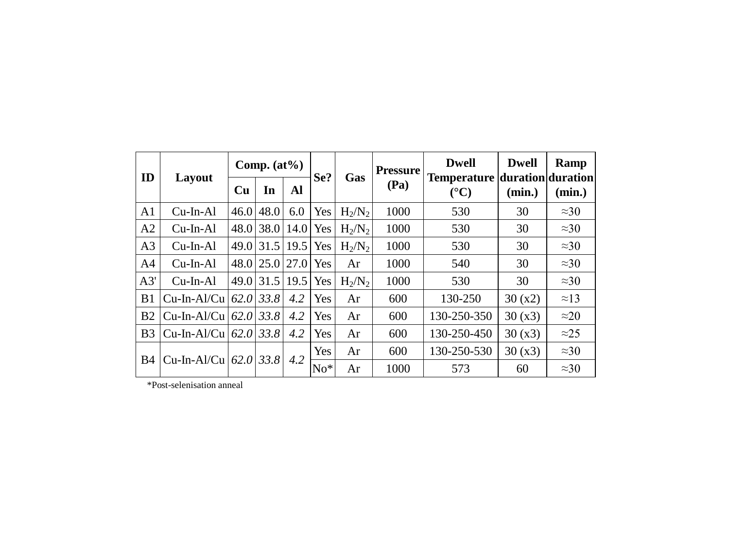| ID | Layout | Comp. (at%) | | | Se? | Gas | Pressure (Pa) | Dwell Temperature (°C) | Dwell duration (min.) | Ramp duration (min.) |
|---|---|---|---|---|---|---|---|---|---|---|
| | | Cu | In | Al | | | | | | |
| A1 | Cu-In-Al | 46.0 | 48.0 | 6.0 | Yes | $H_2/N_2$ | 1000 | 530 | 30 | ≈30 |
| A2 | Cu-In-Al | 48.0 | 38.0 | 14.0 | Yes | $H_2/N_2$ | 1000 | 530 | 30 | ≈30 |
| A3 | Cu-In-Al | 49.0 | 31.5 | 19.5 | Yes | $H_2/N_2$ | 1000 | 530 | 30 | ≈30 |
| A4 | Cu-In-Al | 48.0 | 25.0 | 27.0 | Yes | Ar | 1000 | 540 | 30 | ≈30 |
| A3' | Cu-In-Al | 49.0 | 31.5 | 19.5 | Yes | $H_2/N_2$ | 1000 | 530 | 30 | ≈30 |
| B1 | Cu-In-Al/Cu | *62.0* | *33.8* | *4.2* | Yes | Ar | 600 | 130-250 | 30 (x2) | ≈13 |
| B2 | Cu-In-Al/Cu | *62.0* | *33.8* | *4.2* | Yes | Ar | 600 | 130-250-350 | 30 (x3) | ≈20 |
| B3 | Cu-In-Al/Cu | *62.0* | *33.8* | *4.2* | Yes | Ar | 600 | 130-250-450 | 30 (x3) | ≈25 |
| B4 | Cu-In-Al/Cu | *62.0* | *33.8* | *4.2* | Yes | Ar | 600 | 130-250-530 | 30 (x3) | ≈30 |
| | | | | | No* | Ar | 1000 | 573 | 60 | ≈30 |

*Post-selenisation anneal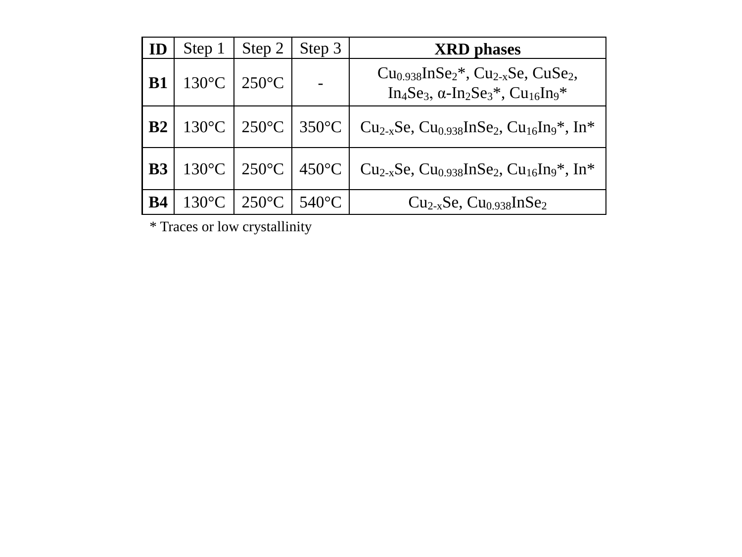| ID | Step 1 | Step 2 | Step 3 | XRD phases |
|---|---|---|---|---|
| **B1** | 130°C | 250°C | - | $Cu_{0.938}InSe_2$*, $Cu_{2-x}Se$, $CuSe_2$, $In_4Se_3$, α-$In_2Se_3$*, $Cu_{16}In_9$* |
| **B2** | 130°C | 250°C | 350°C | $Cu_{2-x}Se$, $Cu_{0.938}InSe_2$, $Cu_{16}In_9$*, In* |
| **B3** | 130°C | 250°C | 450°C | $Cu_{2-x}Se$, $Cu_{0.938}InSe_2$, $Cu_{16}In_9$*, In* |
| **B4** | 130°C | 250°C | 540°C | $Cu_{2-x}Se$, $Cu_{0.938}InSe_2$ |

* Traces or low crystallinity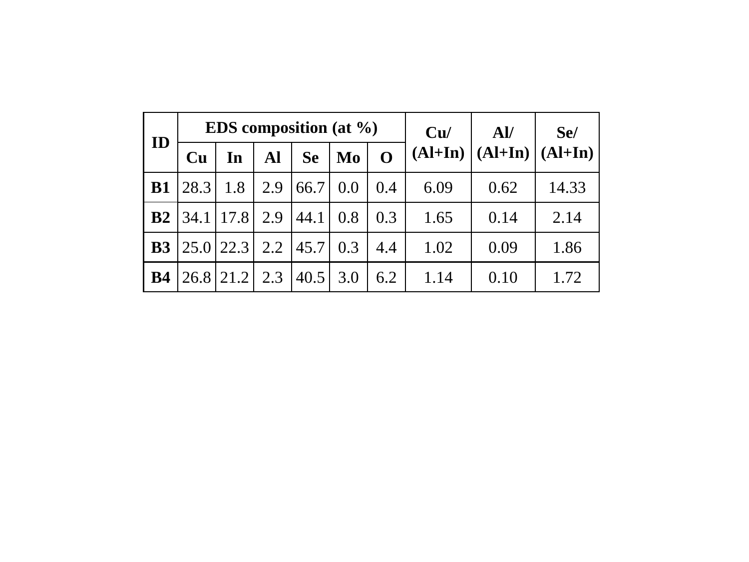| ID | EDS composition (at %) | | | | | | Cu/ (Al+In) | Al/ (Al+In) | Se/ (Al+In) |
|---|---|---|---|---|---|---|---|---|---|
| | Cu | In | Al | Se | Mo | O | | | |
| **B1** | 28.3 | 1.8 | 2.9 | 66.7 | 0.0 | 0.4 | 6.09 | 0.62 | 14.33 |
| **B2** | 34.1 | 17.8 | 2.9 | 44.1 | 0.8 | 0.3 | 1.65 | 0.14 | 2.14 |
| **B3** | 25.0 | 22.3 | 2.2 | 45.7 | 0.3 | 4.4 | 1.02 | 0.09 | 1.86 |
| **B4** | 26.8 | 21.2 | 2.3 | 40.5 | 3.0 | 6.2 | 1.14 | 0.10 | 1.72 |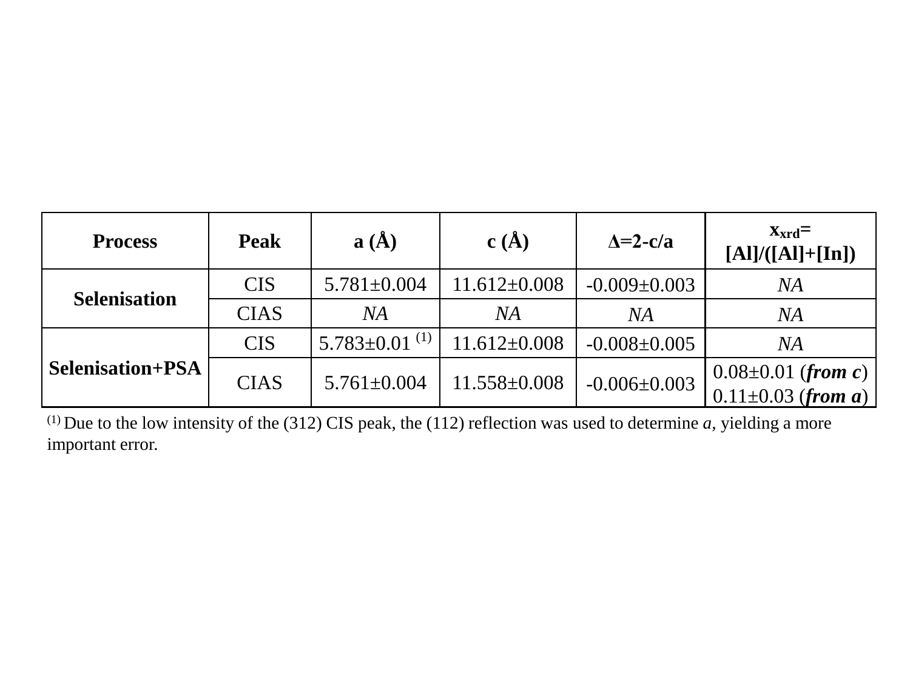| **Process** | **Peak** | **a (Å)** | **c (Å)** | **Δ=2-c/a** | **$x_{xrd}$= [Al]/([Al]+[In])** |
|---|---|---|---|---|---|
| **Selenisation** | CIS | 5.781±0.004 | 11.612±0.008 | -0.009±0.003 | *NA* |
| | CIAS | *NA* | *NA* | *NA* | *NA* |
| **Selenisation+PSA** | CIS | 5.783±0.01 [(1)] | 11.612±0.008 | -0.008±0.005 | *NA* |
| | CIAS | 5.761±0.004 | 11.558±0.008 | -0.006±0.003 | 0.08±0.01 (***from c***) 0.11±0.03 (***from a***) |

[(1)] Due to the low intensity of the (312) CIS peak, the (112) reflection was used to determine *a*, yielding a more important error.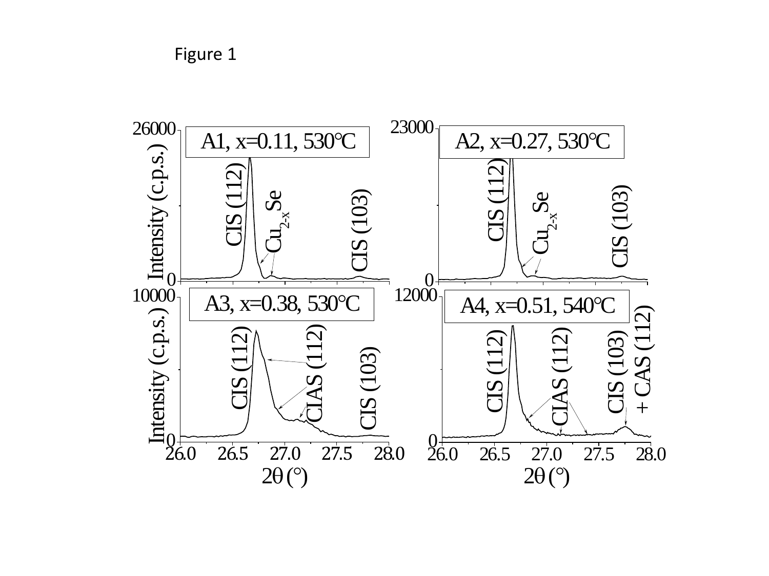Figure 1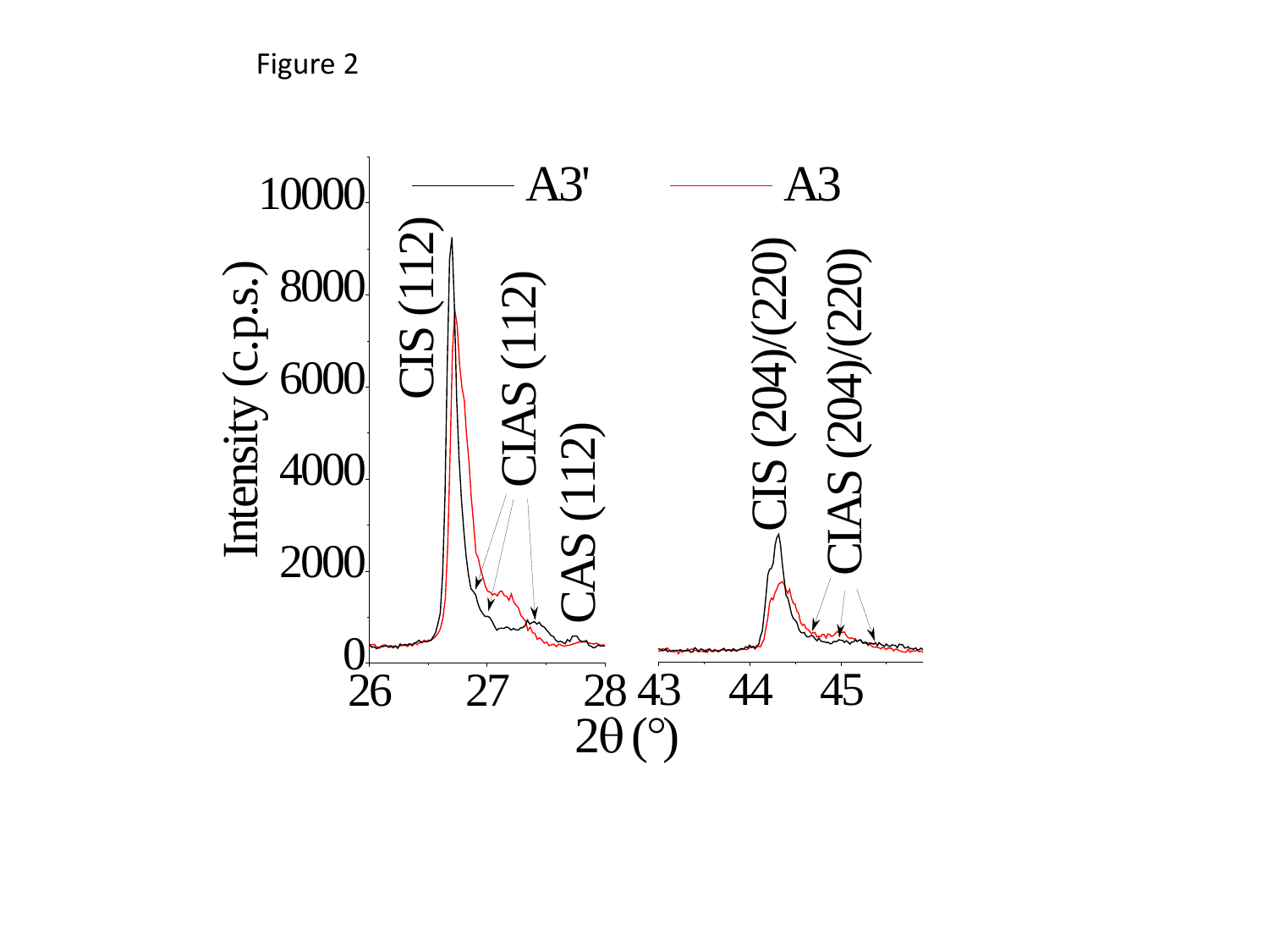Figure 2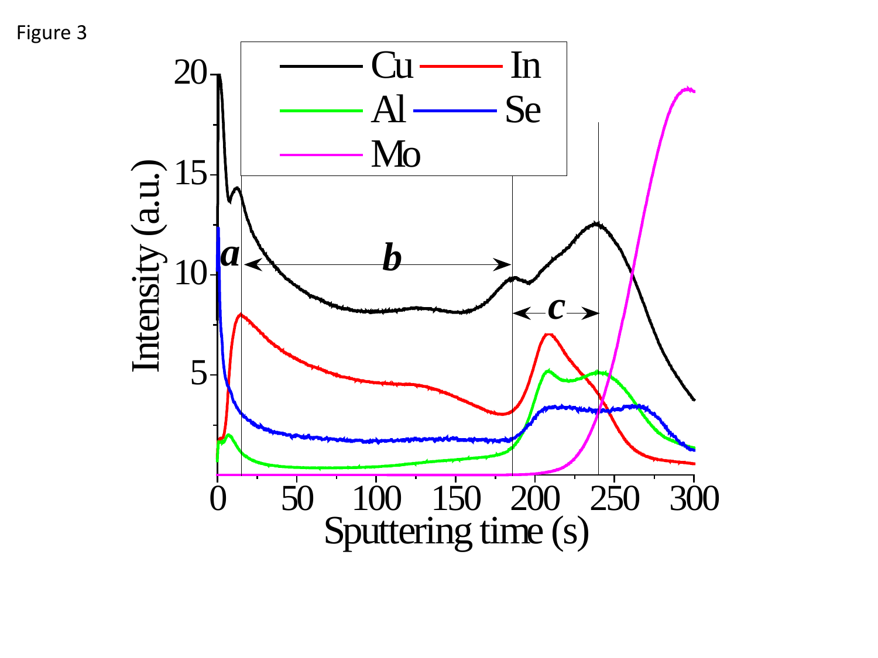Figure 3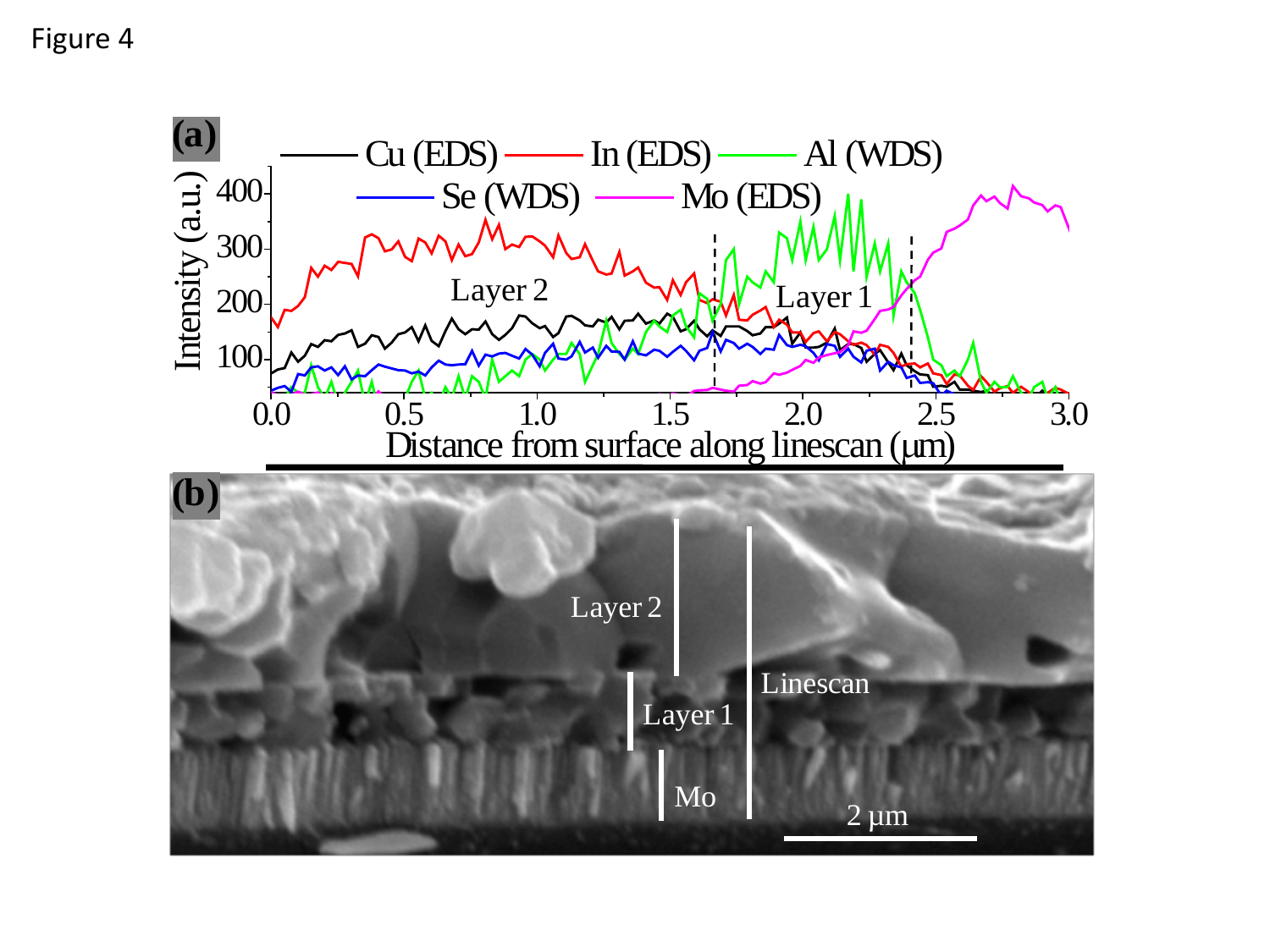Figure 4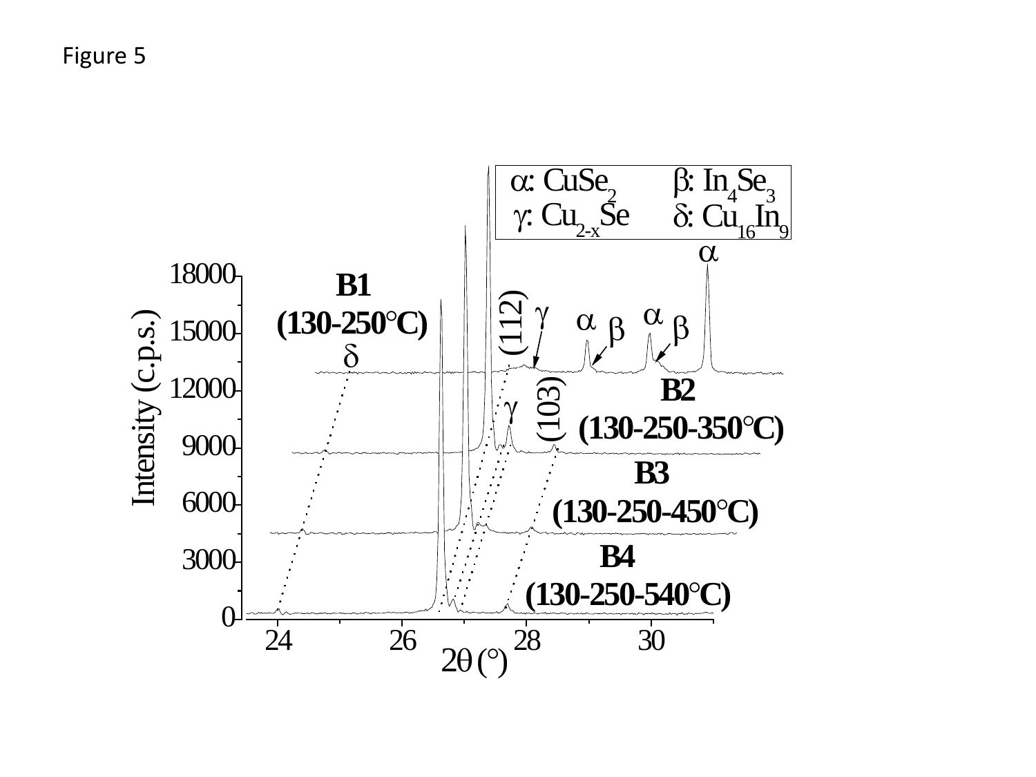Figure 5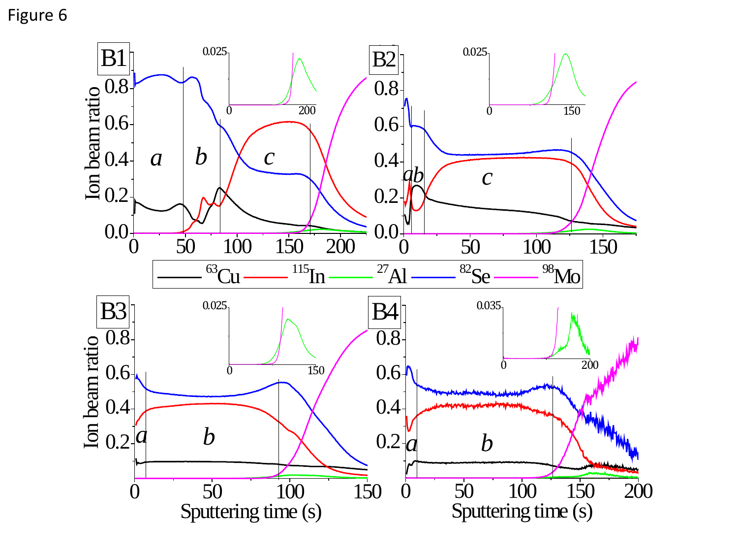Figure 6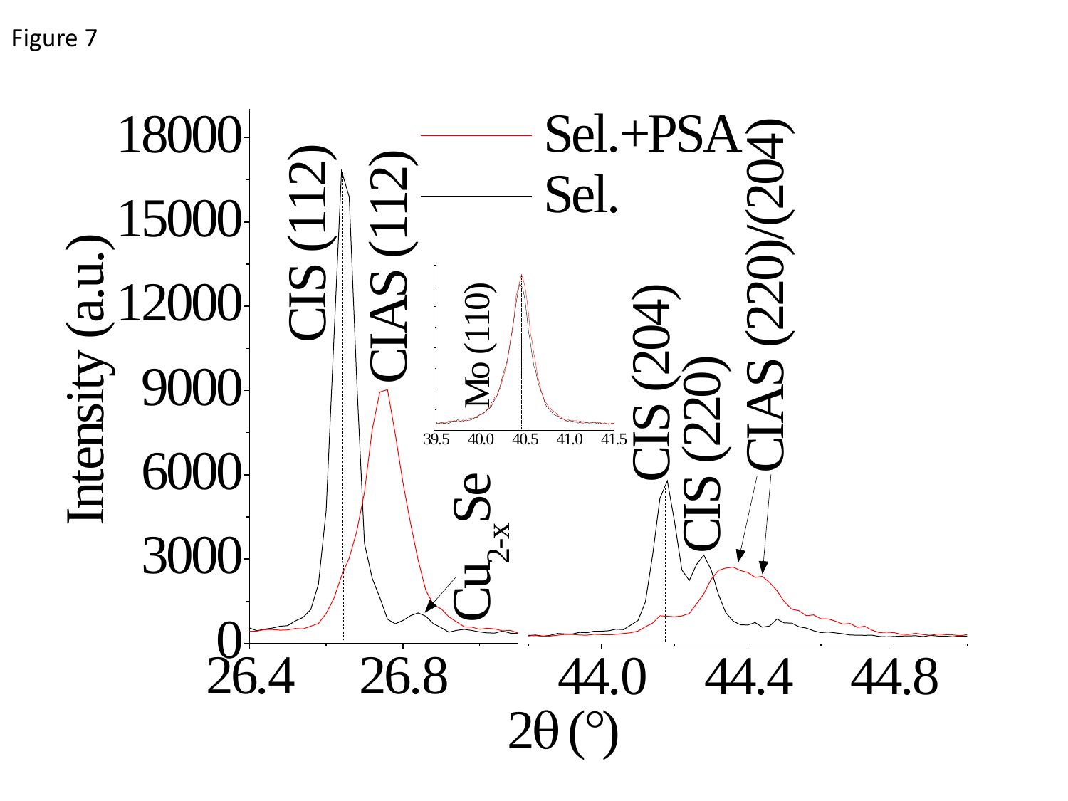Figure 7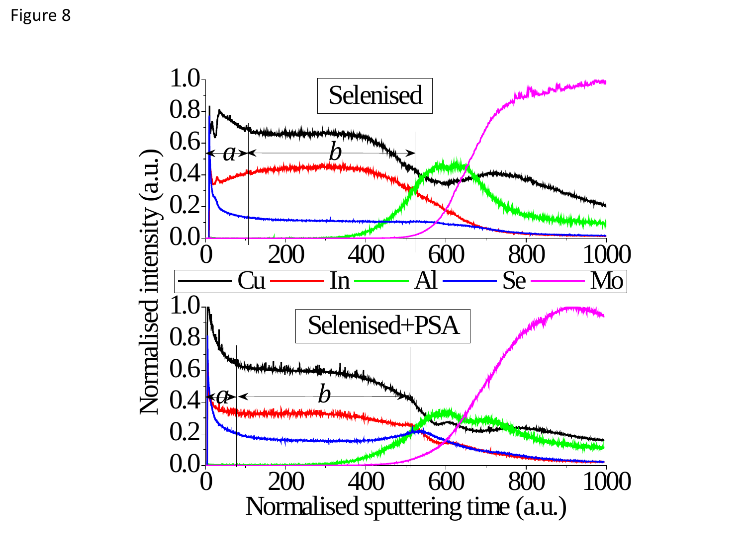Figure 8

Selenised

Selenised+PSA

Normalised intensity (a.u.)

Normalised sputtering time (a.u.)

1.0
0.8
0.6
0.4
0.2
0.0

0
200
400
600
800
1000

a
b

Cu
In
Al
Se
Mo